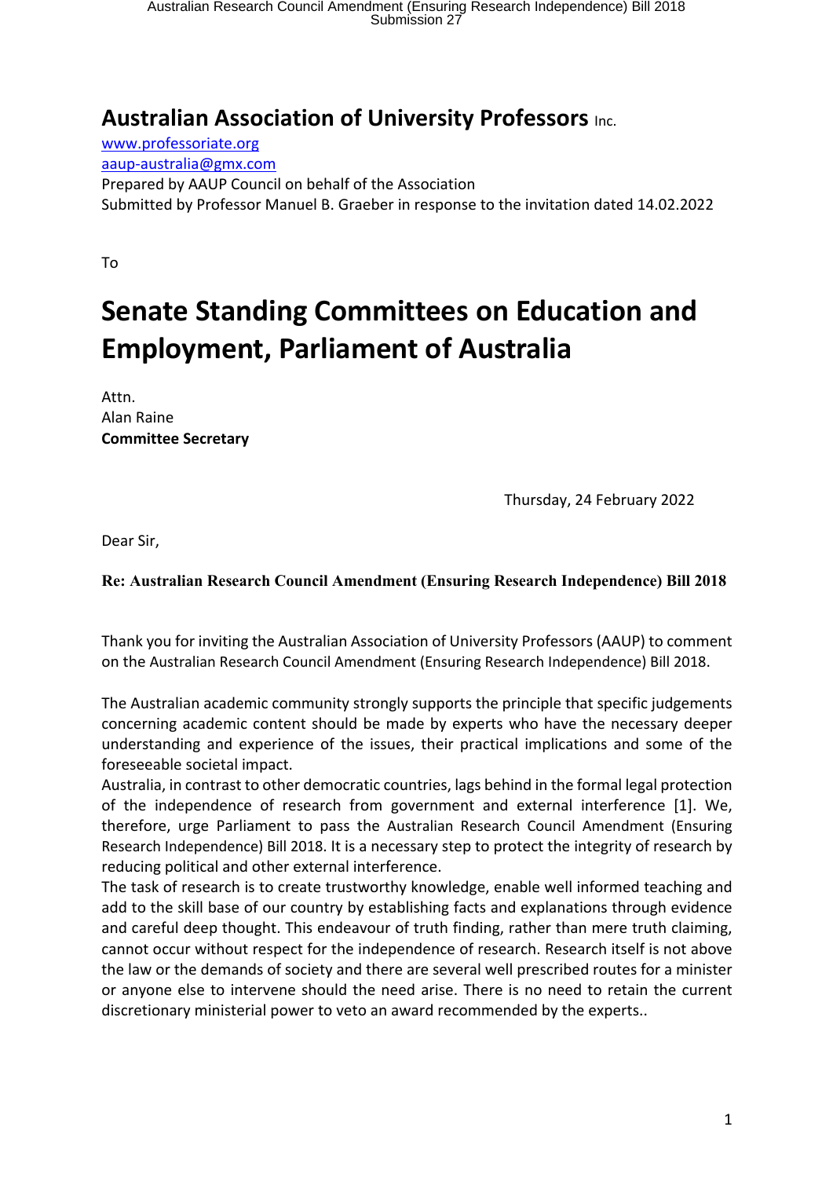## Australian Association of University Professors Inc.

www.professoriate.org
aaup-australia@gmx.com
Prepared by AAUP Council on behalf of the Association
Submitted by Professor Manuel B. Graeber in response to the invitation dated 14.02.2022

To

# Senate Standing Committees on Education and Employment, Parliament of Australia

Attn.
Alan Raine
**Committee Secretary**

Thursday, 24 February 2022

Dear Sir,

**Re: Australian Research Council Amendment (Ensuring Research Independence) Bill 2018**

Thank you for inviting the Australian Association of University Professors (AAUP) to comment on the Australian Research Council Amendment (Ensuring Research Independence) Bill 2018.

The Australian academic community strongly supports the principle that specific judgements concerning academic content should be made by experts who have the necessary deeper understanding and experience of the issues, their practical implications and some of the foreseeable societal impact.

Australia, in contrast to other democratic countries, lags behind in the formal legal protection of the independence of research from government and external interference [1]. We, therefore, urge Parliament to pass the Australian Research Council Amendment (Ensuring Research Independence) Bill 2018. It is a necessary step to protect the integrity of research by reducing political and other external interference.

The task of research is to create trustworthy knowledge, enable well informed teaching and add to the skill base of our country by establishing facts and explanations through evidence and careful deep thought. This endeavour of truth finding, rather than mere truth claiming, cannot occur without respect for the independence of research. Research itself is not above the law or the demands of society and there are several well prescribed routes for a minister or anyone else to intervene should the need arise. There is no need to retain the current discretionary ministerial power to veto an award recommended by the experts..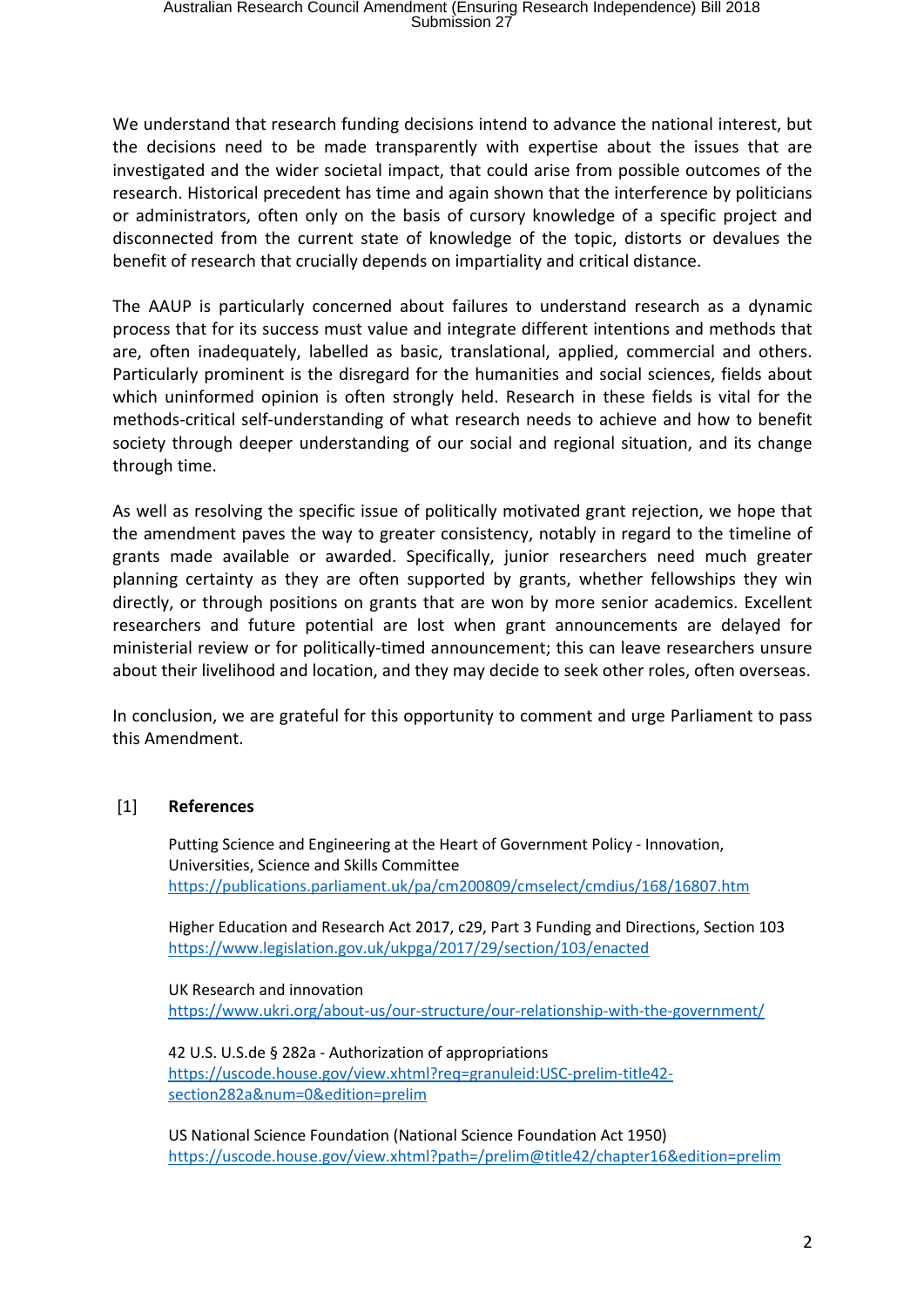We understand that research funding decisions intend to advance the national interest, but the decisions need to be made transparently with expertise about the issues that are investigated and the wider societal impact, that could arise from possible outcomes of the research. Historical precedent has time and again shown that the interference by politicians or administrators, often only on the basis of cursory knowledge of a specific project and disconnected from the current state of knowledge of the topic, distorts or devalues the benefit of research that crucially depends on impartiality and critical distance.

The AAUP is particularly concerned about failures to understand research as a dynamic process that for its success must value and integrate different intentions and methods that are, often inadequately, labelled as basic, translational, applied, commercial and others. Particularly prominent is the disregard for the humanities and social sciences, fields about which uninformed opinion is often strongly held. Research in these fields is vital for the methods-critical self-understanding of what research needs to achieve and how to benefit society through deeper understanding of our social and regional situation, and its change through time.

As well as resolving the specific issue of politically motivated grant rejection, we hope that the amendment paves the way to greater consistency, notably in regard to the timeline of grants made available or awarded. Specifically, junior researchers need much greater planning certainty as they are often supported by grants, whether fellowships they win directly, or through positions on grants that are won by more senior academics. Excellent researchers and future potential are lost when grant announcements are delayed for ministerial review or for politically-timed announcement; this can leave researchers unsure about their livelihood and location, and they may decide to seek other roles, often overseas.

In conclusion, we are grateful for this opportunity to comment and urge Parliament to pass this Amendment.

[1] **References**

Putting Science and Engineering at the Heart of Government Policy - Innovation, Universities, Science and Skills Committee
https://publications.parliament.uk/pa/cm200809/cmselect/cmdius/168/16807.htm

Higher Education and Research Act 2017, c29, Part 3 Funding and Directions, Section 103
https://www.legislation.gov.uk/ukpga/2017/29/section/103/enacted

UK Research and innovation
https://www.ukri.org/about-us/our-structure/our-relationship-with-the-government/

42 U.S. U.S.de § 282a - Authorization of appropriations
https://uscode.house.gov/view.xhtml?req=granuleid:USC-prelim-title42-section282a&num=0&edition=prelim

US National Science Foundation (National Science Foundation Act 1950)
https://uscode.house.gov/view.xhtml?path=/prelim@title42/chapter16&edition=prelim